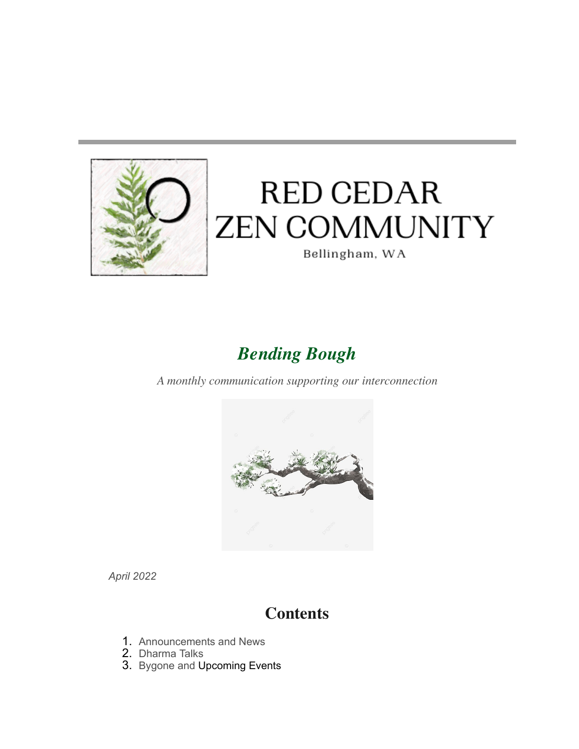# RED CEDAR ZEN COMMUNITY

Bellingham, WA

## *Bending Bough*

*A monthly communication supporting our interconnection*

*April 2022*

## Contents

1. Announcements and News
2. Dharma Talks
3. Bygone and Upcoming Events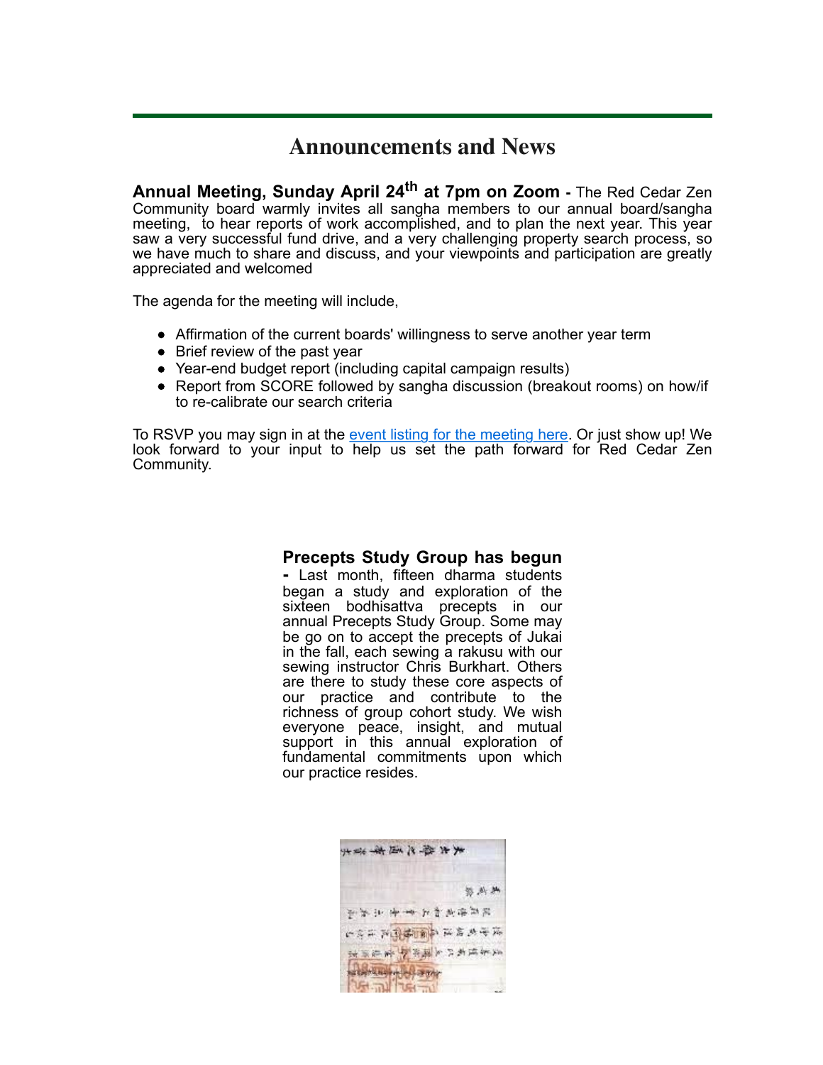# Announcements and News

**Annual Meeting, Sunday April 24th at 7pm on Zoom -** The Red Cedar Zen Community board warmly invites all sangha members to our annual board/sangha meeting, to hear reports of work accomplished, and to plan the next year. This year saw a very successful fund drive, and a very challenging property search process, so we have much to share and discuss, and your viewpoints and participation are greatly appreciated and welcomed

The agenda for the meeting will include,

- Affirmation of the current boards' willingness to serve another year term
- Brief review of the past year
- Year-end budget report (including capital campaign results)
- Report from SCORE followed by sangha discussion (breakout rooms) on how/if to re-calibrate our search criteria

To RSVP you may sign in at the event listing for the meeting here. Or just show up! We look forward to your input to help us set the path forward for Red Cedar Zen Community.

**Precepts Study Group has begun -** Last month, fifteen dharma students began a study and exploration of the sixteen bodhisattva precepts in our annual Precepts Study Group. Some may be go on to accept the precepts of Jukai in the fall, each sewing a rakusu with our sewing instructor Chris Burkhart. Others are there to study these core aspects of our practice and contribute to the richness of group cohort study. We wish everyone peace, insight, and mutual support in this annual exploration of fundamental commitments upon which our practice resides.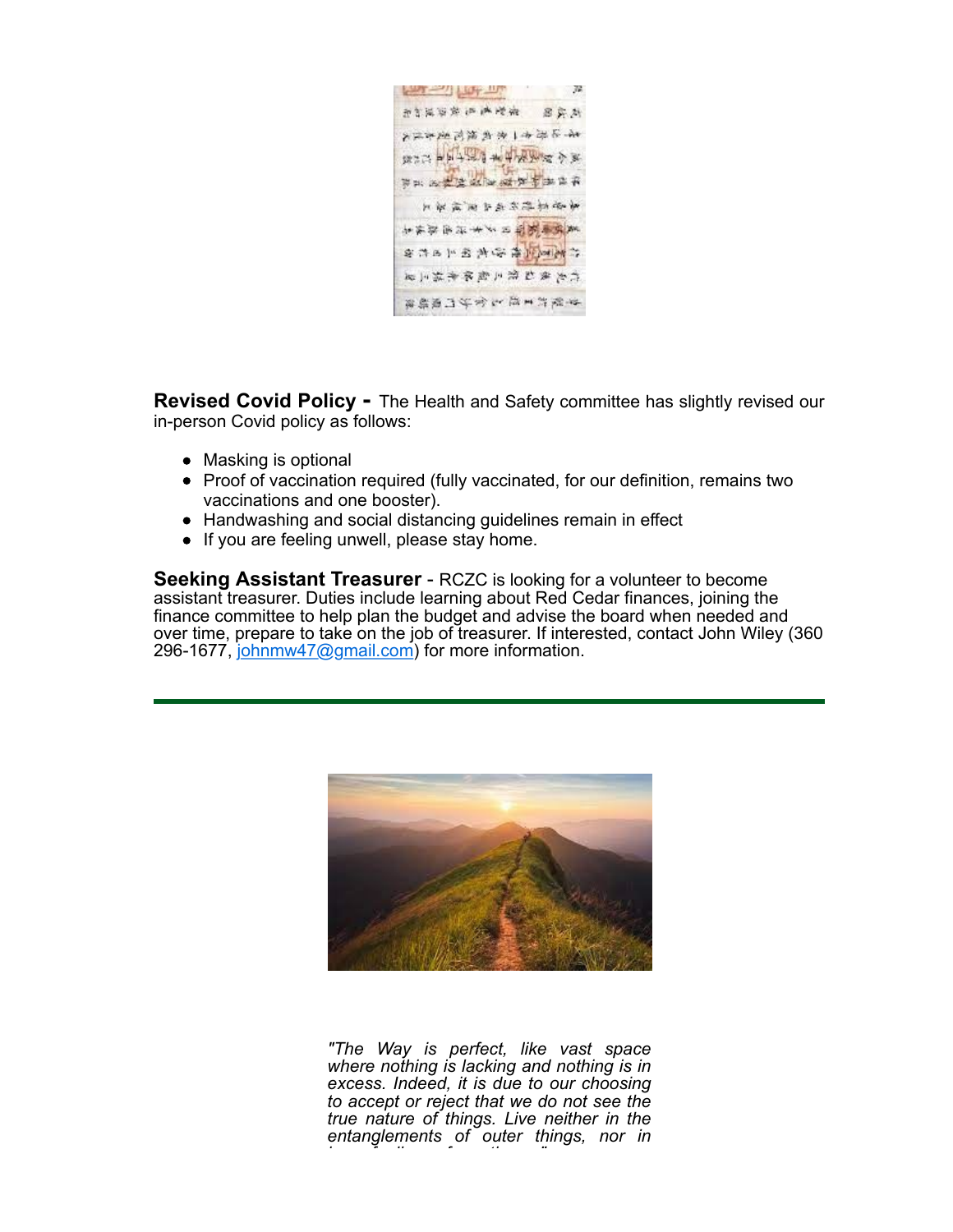**Revised Covid Policy -** The Health and Safety committee has slightly revised our in-person Covid policy as follows:

- Masking is optional
- Proof of vaccination required (fully vaccinated, for our definition, remains two vaccinations and one booster).
- Handwashing and social distancing guidelines remain in effect
- If you are feeling unwell, please stay home.

**Seeking Assistant Treasurer** - RCZC is looking for a volunteer to become assistant treasurer. Duties include learning about Red Cedar finances, joining the finance committee to help plan the budget and advise the board when needed and over time, prepare to take on the job of treasurer. If interested, contact John Wiley (360 296-1677, [johnmw47@gmail.com](mailto:johnmw47@gmail.com)) for more information.

---

*"The Way is perfect, like vast space where nothing is lacking and nothing is in excess. Indeed, it is due to our choosing to accept or reject that we do not see the true nature of things. Live neither in the entanglements of outer things, nor in*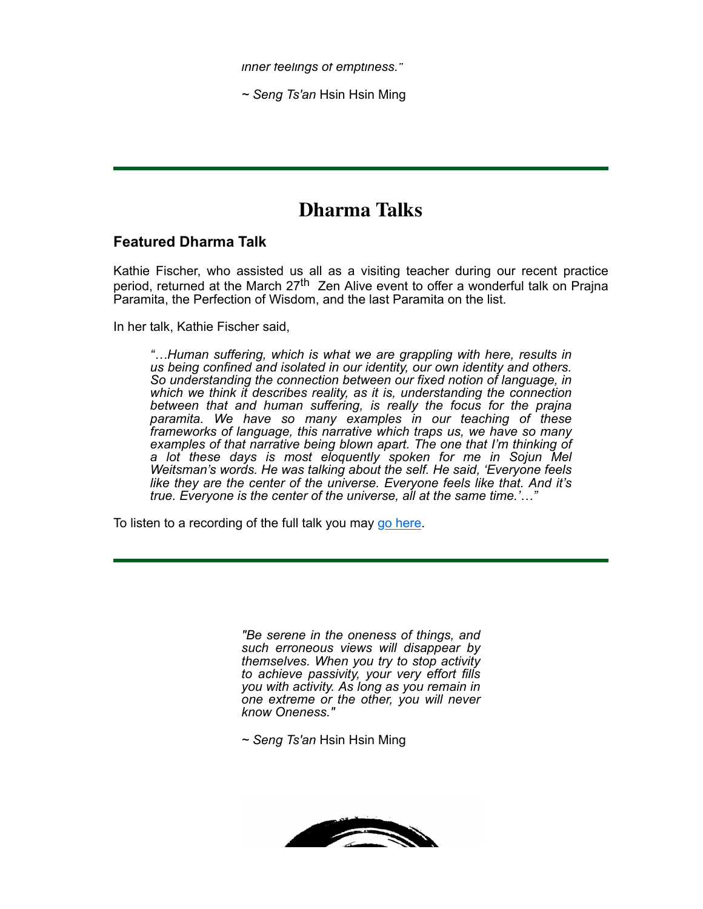*inner feelings of emptiness."*

~ *Seng Ts'an* Hsin Hsin Ming

---

# Dharma Talks

### Featured Dharma Talk

Kathie Fischer, who assisted us all as a visiting teacher during our recent practice period, returned at the March 27th Zen Alive event to offer a wonderful talk on Prajna Paramita, the Perfection of Wisdom, and the last Paramita on the list.

In her talk, Kathie Fischer said,

> *"…Human suffering, which is what we are grappling with here, results in us being confined and isolated in our identity, our own identity and others. So understanding the connection between our fixed notion of language, in which we think it describes reality, as it is, understanding the connection between that and human suffering, is really the focus for the prajna paramita. We have so many examples in our teaching of these frameworks of language, this narrative which traps us, we have so many examples of that narrative being blown apart. The one that I'm thinking of a lot these days is most eloquently spoken for me in Sojun Mel Weitsman's words. He was talking about the self. He said, 'Everyone feels like they are the center of the universe. Everyone feels like that. And it's true. Everyone is the center of the universe, all at the same time.'…"*

To listen to a recording of the full talk you may go here.

---

*"Be serene in the oneness of things, and such erroneous views will disappear by themselves. When you try to stop activity to achieve passivity, your very effort fills you with activity. As long as you remain in one extreme or the other, you will never know Oneness."*

~ *Seng Ts'an* Hsin Hsin Ming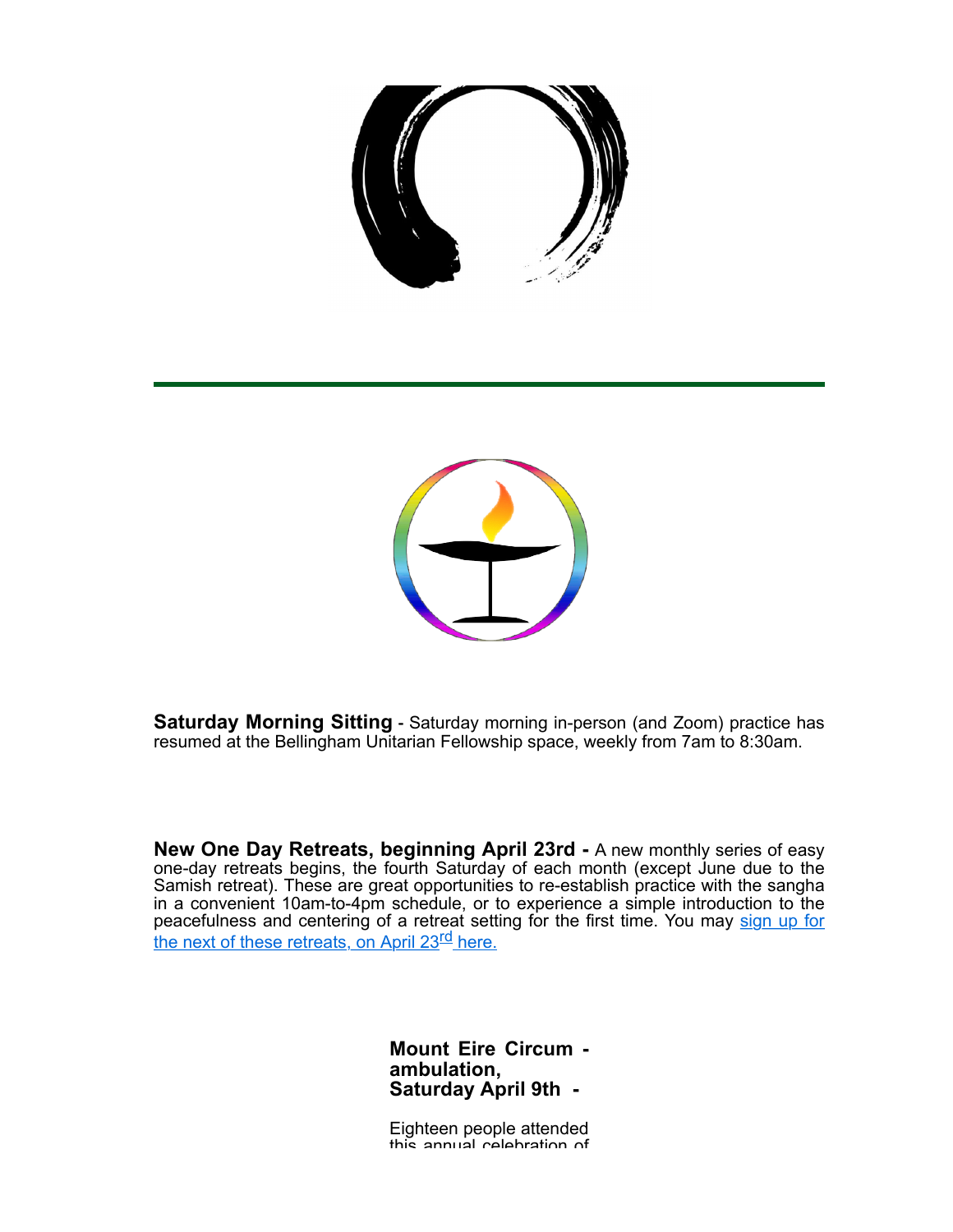**Saturday Morning Sitting** - Saturday morning in-person (and Zoom) practice has resumed at the Bellingham Unitarian Fellowship space, weekly from 7am to 8:30am.

**New One Day Retreats, beginning April 23rd -** A new monthly series of easy one-day retreats begins, the fourth Saturday of each month (except June due to the Samish retreat). These are great opportunities to re-establish practice with the sangha in a convenient 10am-to-4pm schedule, or to experience a simple introduction to the peacefulness and centering of a retreat setting for the first time. You may sign up for the next of these retreats, on April 23rd here.

**Mount Eire Circum - ambulation, Saturday April 9th -**

Eighteen people attended this annual celebration of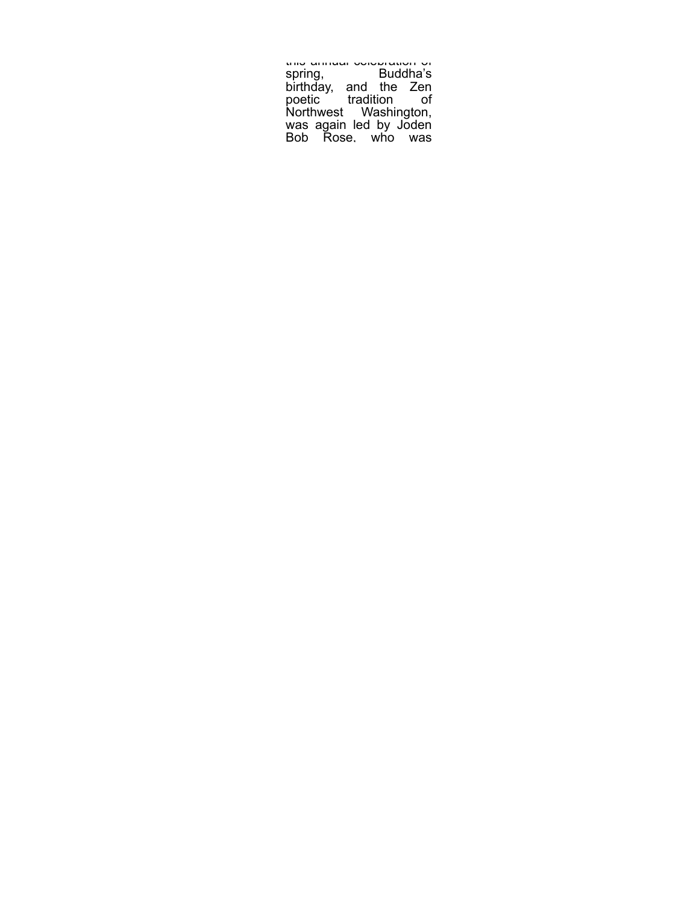this annual celebration of spring, Buddha's birthday, and the Zen poetic tradition of Northwest Washington, was again led by Joden Bob Rose, who was